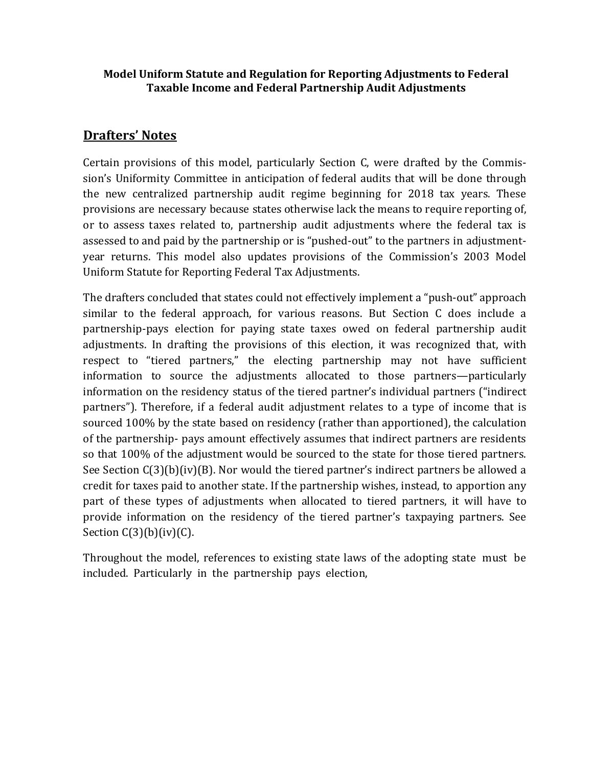**Model Uniform Statute and Regulation for Reporting Adjustments to Federal Taxable Income and Federal Partnership Audit Adjustments**

## Drafters' Notes

Certain provisions of this model, particularly Section C, were drafted by the Commission's Uniformity Committee in anticipation of federal audits that will be done through the new centralized partnership audit regime beginning for 2018 tax years. These provisions are necessary because states otherwise lack the means to require reporting of, or to assess taxes related to, partnership audit adjustments where the federal tax is assessed to and paid by the partnership or is "pushed-out" to the partners in adjustment-year returns. This model also updates provisions of the Commission's 2003 Model Uniform Statute for Reporting Federal Tax Adjustments.

The drafters concluded that states could not effectively implement a "push-out" approach similar to the federal approach, for various reasons. But Section C does include a partnership-pays election for paying state taxes owed on federal partnership audit adjustments. In drafting the provisions of this election, it was recognized that, with respect to "tiered partners," the electing partnership may not have sufficient information to source the adjustments allocated to those partners—particularly information on the residency status of the tiered partner's individual partners ("indirect partners"). Therefore, if a federal audit adjustment relates to a type of income that is sourced 100% by the state based on residency (rather than apportioned), the calculation of the partnership- pays amount effectively assumes that indirect partners are residents so that 100% of the adjustment would be sourced to the state for those tiered partners. See Section C(3)(b)(iv)(B). Nor would the tiered partner's indirect partners be allowed a credit for taxes paid to another state. If the partnership wishes, instead, to apportion any part of these types of adjustments when allocated to tiered partners, it will have to provide information on the residency of the tiered partner's taxpaying partners. See Section C(3)(b)(iv)(C).

Throughout the model, references to existing state laws of the adopting state must be included. Particularly in the partnership pays election,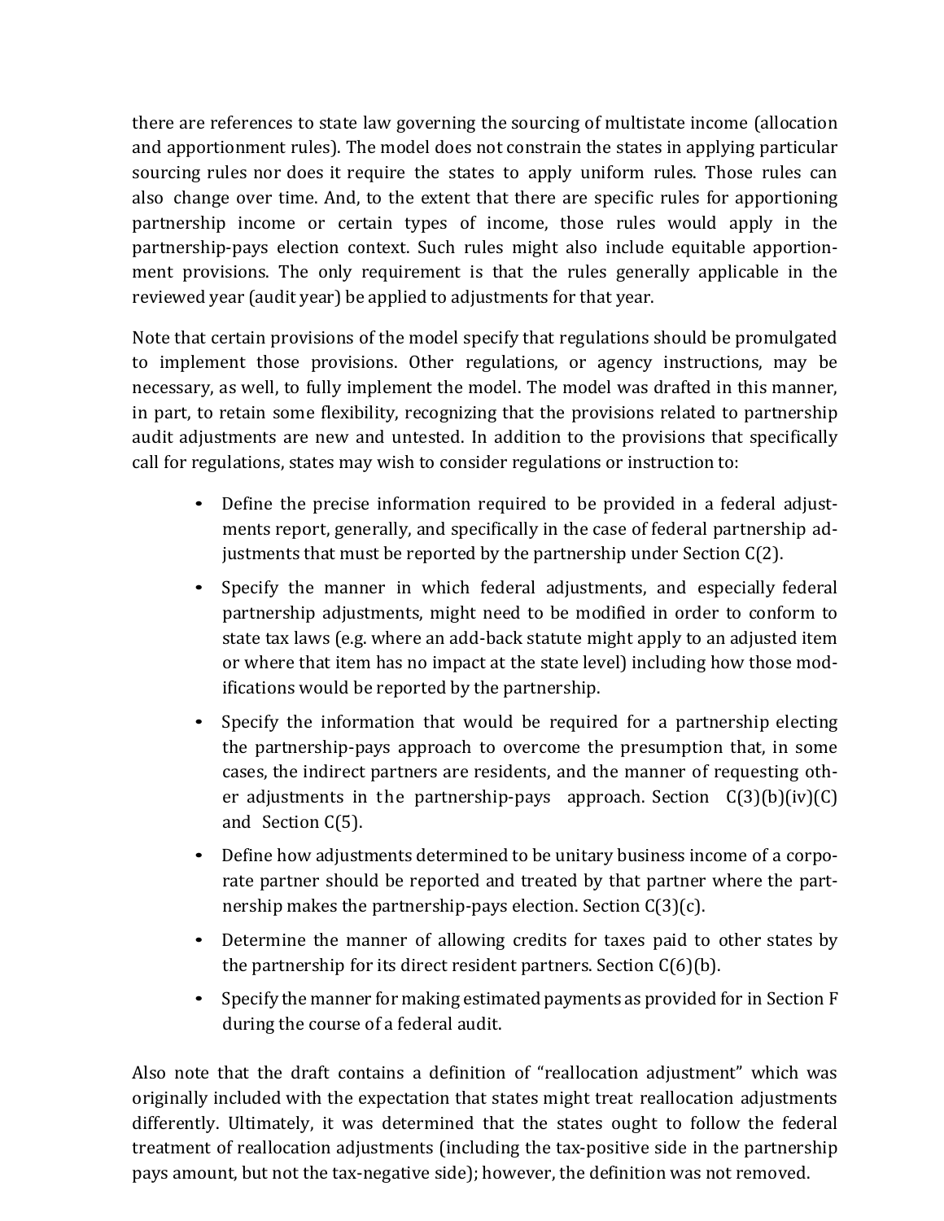there are references to state law governing the sourcing of multistate income (allocation and apportionment rules). The model does not constrain the states in applying particular sourcing rules nor does it require the states to apply uniform rules. Those rules can also change over time. And, to the extent that there are specific rules for apportioning partnership income or certain types of income, those rules would apply in the partnership-pays election context. Such rules might also include equitable apportionment provisions. The only requirement is that the rules generally applicable in the reviewed year (audit year) be applied to adjustments for that year.

Note that certain provisions of the model specify that regulations should be promulgated to implement those provisions. Other regulations, or agency instructions, may be necessary, as well, to fully implement the model. The model was drafted in this manner, in part, to retain some flexibility, recognizing that the provisions related to partnership audit adjustments are new and untested. In addition to the provisions that specifically call for regulations, states may wish to consider regulations or instruction to:

- Define the precise information required to be provided in a federal adjustments report, generally, and specifically in the case of federal partnership adjustments that must be reported by the partnership under Section C(2).
- Specify the manner in which federal adjustments, and especially federal partnership adjustments, might need to be modified in order to conform to state tax laws (e.g. where an add-back statute might apply to an adjusted item or where that item has no impact at the state level) including how those modifications would be reported by the partnership.
- Specify the information that would be required for a partnership electing the partnership-pays approach to overcome the presumption that, in some cases, the indirect partners are residents, and the manner of requesting other adjustments in the partnership-pays approach. Section C(3)(b)(iv)(C) and Section C(5).
- Define how adjustments determined to be unitary business income of a corporate partner should be reported and treated by that partner where the partnership makes the partnership-pays election. Section C(3)(c).
- Determine the manner of allowing credits for taxes paid to other states by the partnership for its direct resident partners. Section C(6)(b).
- Specify the manner for making estimated payments as provided for in Section F during the course of a federal audit.

Also note that the draft contains a definition of "reallocation adjustment" which was originally included with the expectation that states might treat reallocation adjustments differently. Ultimately, it was determined that the states ought to follow the federal treatment of reallocation adjustments (including the tax-positive side in the partnership pays amount, but not the tax-negative side); however, the definition was not removed.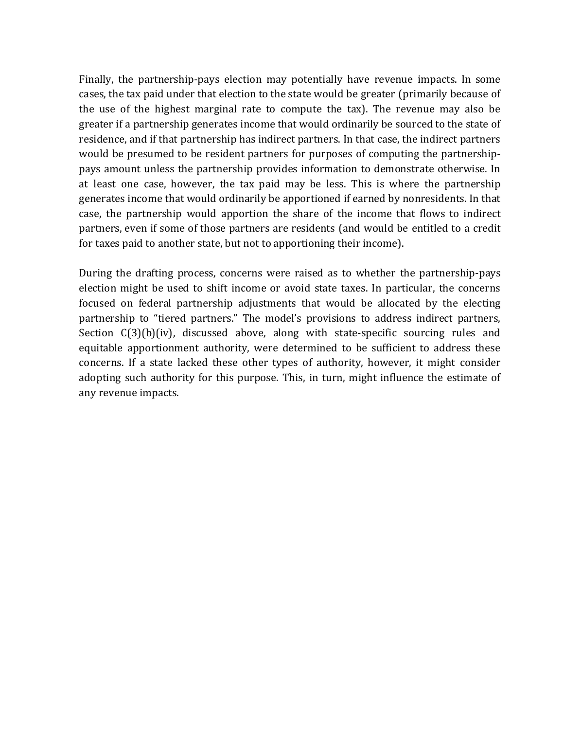Finally, the partnership-pays election may potentially have revenue impacts. In some cases, the tax paid under that election to the state would be greater (primarily because of the use of the highest marginal rate to compute the tax). The revenue may also be greater if a partnership generates income that would ordinarily be sourced to the state of residence, and if that partnership has indirect partners. In that case, the indirect partners would be presumed to be resident partners for purposes of computing the partnership-pays amount unless the partnership provides information to demonstrate otherwise. In at least one case, however, the tax paid may be less. This is where the partnership generates income that would ordinarily be apportioned if earned by nonresidents. In that case, the partnership would apportion the share of the income that flows to indirect partners, even if some of those partners are residents (and would be entitled to a credit for taxes paid to another state, but not to apportioning their income).

During the drafting process, concerns were raised as to whether the partnership-pays election might be used to shift income or avoid state taxes. In particular, the concerns focused on federal partnership adjustments that would be allocated by the electing partnership to "tiered partners." The model's provisions to address indirect partners, Section C(3)(b)(iv), discussed above, along with state-specific sourcing rules and equitable apportionment authority, were determined to be sufficient to address these concerns. If a state lacked these other types of authority, however, it might consider adopting such authority for this purpose. This, in turn, might influence the estimate of any revenue impacts.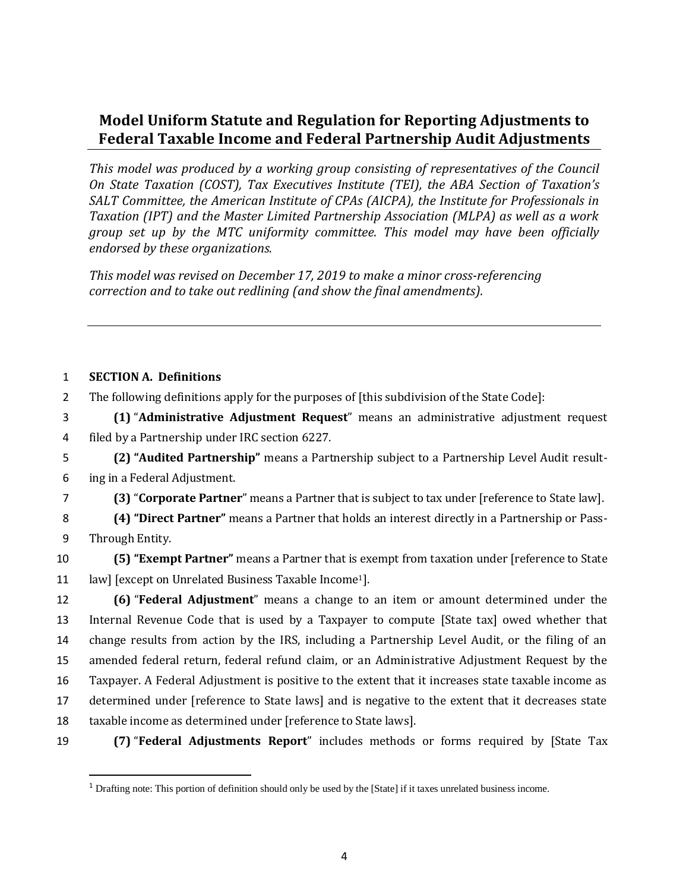## Model Uniform Statute and Regulation for Reporting Adjustments to Federal Taxable Income and Federal Partnership Audit Adjustments

*This model was produced by a working group consisting of representatives of the Council On State Taxation (COST), Tax Executives Institute (TEI), the ABA Section of Taxation's SALT Committee, the American Institute of CPAs (AICPA), the Institute for Professionals in Taxation (IPT) and the Master Limited Partnership Association (MLPA) as well as a work group set up by the MTC uniformity committee. This model may have been officially endorsed by these organizations.*

*This model was revised on December 17, 2019 to make a minor cross-referencing correction and to take out redlining (and show the final amendments).*

---

**SECTION A. Definitions**

The following definitions apply for the purposes of [this subdivision of the State Code]:

**(1)** "**Administrative Adjustment Request**" means an administrative adjustment request filed by a Partnership under IRC section 6227.

**(2) "Audited Partnership"** means a Partnership subject to a Partnership Level Audit resulting in a Federal Adjustment.

**(3)** "**Corporate Partner**" means a Partner that is subject to tax under [reference to State law].

**(4) "Direct Partner"** means a Partner that holds an interest directly in a Partnership or Pass-Through Entity.

**(5) "Exempt Partner"** means a Partner that is exempt from taxation under [reference to State law] [except on Unrelated Business Taxable Income[1]].

**(6)** "**Federal Adjustment**" means a change to an item or amount determined under the Internal Revenue Code that is used by a Taxpayer to compute [State tax] owed whether that change results from action by the IRS, including a Partnership Level Audit, or the filing of an amended federal return, federal refund claim, or an Administrative Adjustment Request by the Taxpayer. A Federal Adjustment is positive to the extent that it increases state taxable income as determined under [reference to State laws] and is negative to the extent that it decreases state taxable income as determined under [reference to State laws].

**(7)** "**Federal Adjustments Report**" includes methods or forms required by [State Tax

---

[1] Drafting note: This portion of definition should only be used by the [State] if it taxes unrelated business income.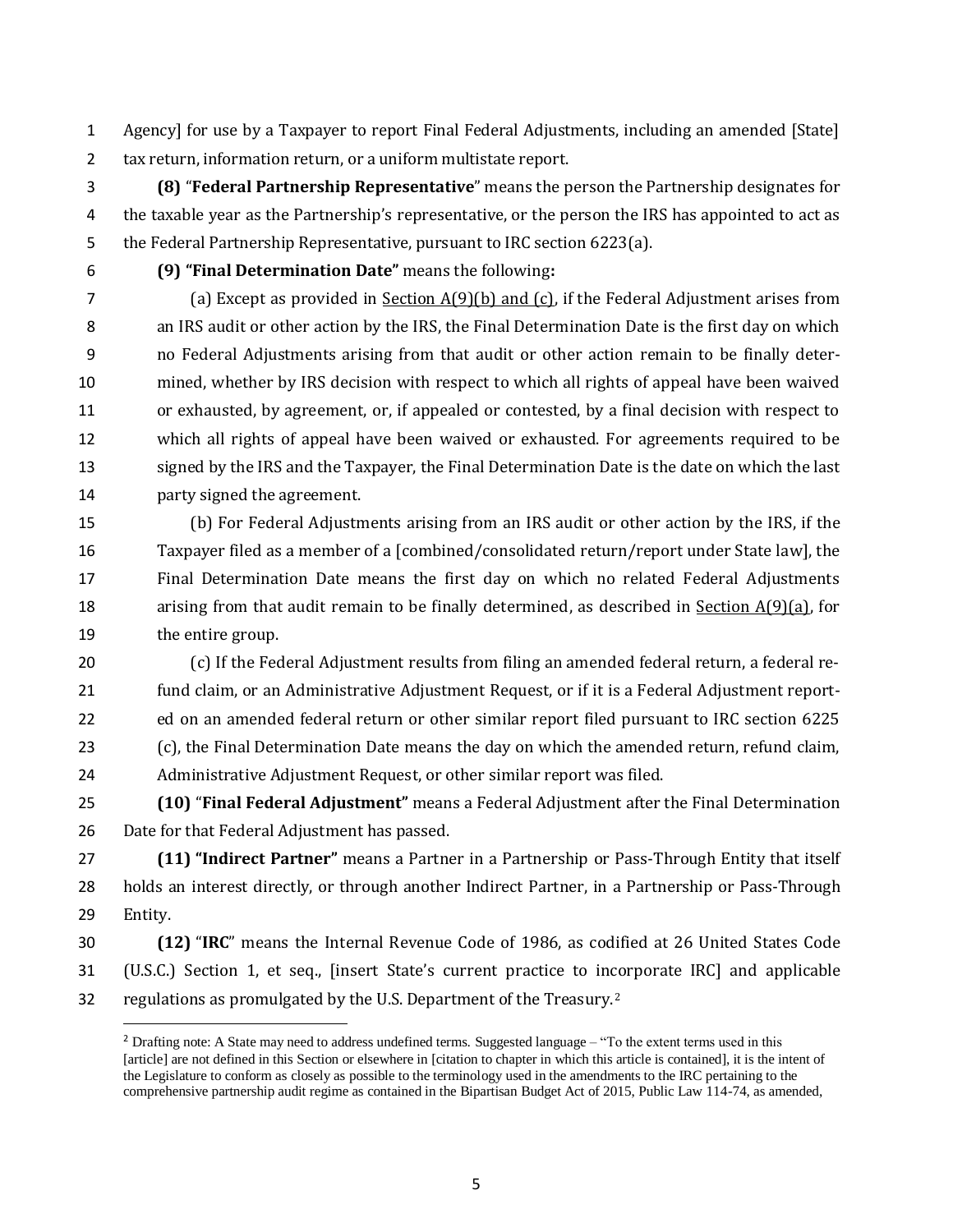Agency] for use by a Taxpayer to report Final Federal Adjustments, including an amended [State] tax return, information return, or a uniform multistate report.

**(8)** "**Federal Partnership Representative**" means the person the Partnership designates for the taxable year as the Partnership's representative, or the person the IRS has appointed to act as the Federal Partnership Representative, pursuant to IRC section 6223(a).

**(9) "Final Determination Date"** means the following**:**

(a) Except as provided in Section A(9)(b) and (c), if the Federal Adjustment arises from an IRS audit or other action by the IRS, the Final Determination Date is the first day on which no Federal Adjustments arising from that audit or other action remain to be finally determined, whether by IRS decision with respect to which all rights of appeal have been waived or exhausted, by agreement, or, if appealed or contested, by a final decision with respect to which all rights of appeal have been waived or exhausted. For agreements required to be signed by the IRS and the Taxpayer, the Final Determination Date is the date on which the last party signed the agreement.

(b) For Federal Adjustments arising from an IRS audit or other action by the IRS, if the Taxpayer filed as a member of a [combined/consolidated return/report under State law], the Final Determination Date means the first day on which no related Federal Adjustments arising from that audit remain to be finally determined, as described in Section A(9)(a), for the entire group.

(c) If the Federal Adjustment results from filing an amended federal return, a federal refund claim, or an Administrative Adjustment Request, or if it is a Federal Adjustment reported on an amended federal return or other similar report filed pursuant to IRC section 6225 (c), the Final Determination Date means the day on which the amended return, refund claim, Administrative Adjustment Request, or other similar report was filed.

**(10)** "**Final Federal Adjustment"** means a Federal Adjustment after the Final Determination Date for that Federal Adjustment has passed.

**(11) "Indirect Partner"** means a Partner in a Partnership or Pass-Through Entity that itself holds an interest directly, or through another Indirect Partner, in a Partnership or Pass-Through Entity.

**(12)** "**IRC**" means the Internal Revenue Code of 1986, as codified at 26 United States Code (U.S.C.) Section 1, et seq., [insert State's current practice to incorporate IRC] and applicable regulations as promulgated by the U.S. Department of the Treasury.[2]

---

[2] Drafting note: A State may need to address undefined terms. Suggested language – "To the extent terms used in this [article] are not defined in this Section or elsewhere in [citation to chapter in which this article is contained], it is the intent of the Legislature to conform as closely as possible to the terminology used in the amendments to the IRC pertaining to the comprehensive partnership audit regime as contained in the Bipartisan Budget Act of 2015, Public Law 114-74, as amended,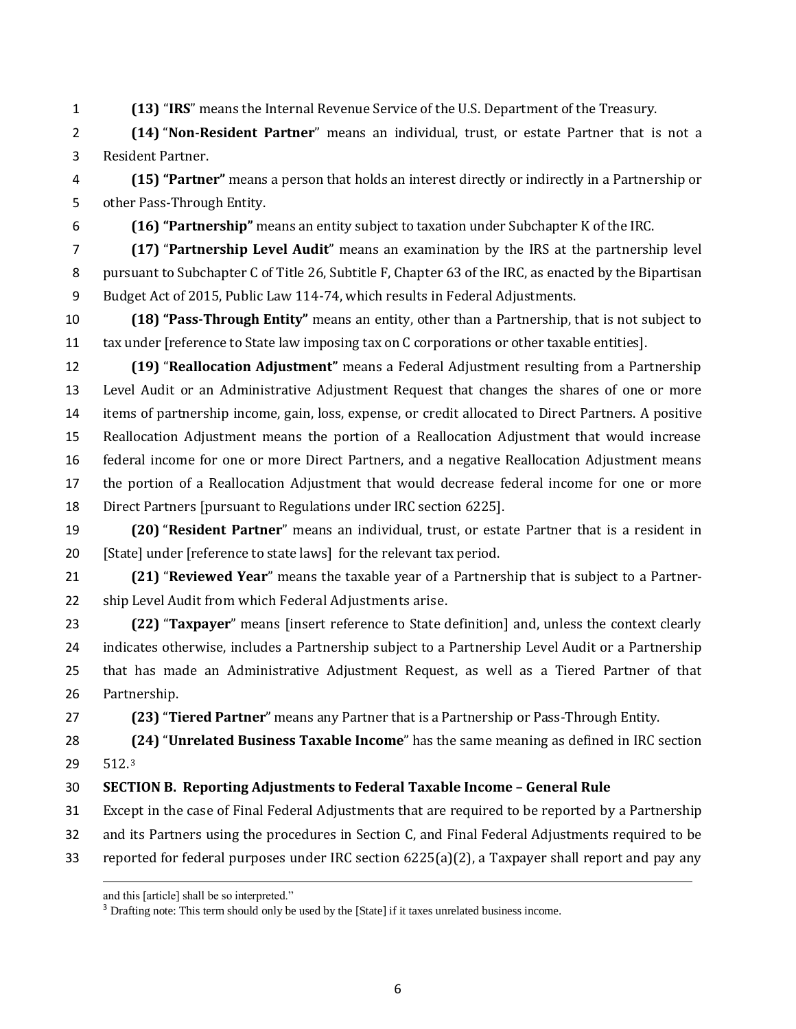**(13)** "**IRS**" means the Internal Revenue Service of the U.S. Department of the Treasury.

**(14)** "**Non-Resident Partner**" means an individual, trust, or estate Partner that is not a Resident Partner.

**(15) "Partner"** means a person that holds an interest directly or indirectly in a Partnership or other Pass-Through Entity.

**(16) "Partnership"** means an entity subject to taxation under Subchapter K of the IRC.

**(17)** "**Partnership Level Audit**" means an examination by the IRS at the partnership level pursuant to Subchapter C of Title 26, Subtitle F, Chapter 63 of the IRC, as enacted by the Bipartisan Budget Act of 2015, Public Law 114-74, which results in Federal Adjustments.

**(18) "Pass-Through Entity"** means an entity, other than a Partnership, that is not subject to tax under [reference to State law imposing tax on C corporations or other taxable entities].

**(19)** "**Reallocation Adjustment"** means a Federal Adjustment resulting from a Partnership Level Audit or an Administrative Adjustment Request that changes the shares of one or more items of partnership income, gain, loss, expense, or credit allocated to Direct Partners. A positive Reallocation Adjustment means the portion of a Reallocation Adjustment that would increase federal income for one or more Direct Partners, and a negative Reallocation Adjustment means the portion of a Reallocation Adjustment that would decrease federal income for one or more Direct Partners [pursuant to Regulations under IRC section 6225].

**(20)** "**Resident Partner**" means an individual, trust, or estate Partner that is a resident in [State] under [reference to state laws] for the relevant tax period.

**(21)** "**Reviewed Year**" means the taxable year of a Partnership that is subject to a Partnership Level Audit from which Federal Adjustments arise.

**(22)** "**Taxpayer**" means [insert reference to State definition] and, unless the context clearly indicates otherwise, includes a Partnership subject to a Partnership Level Audit or a Partnership that has made an Administrative Adjustment Request, as well as a Tiered Partner of that Partnership.

**(23)** "**Tiered Partner**" means any Partner that is a Partnership or Pass-Through Entity.

**(24)** "**Unrelated Business Taxable Income**" has the same meaning as defined in IRC section 512.[3]

**SECTION B. Reporting Adjustments to Federal Taxable Income – General Rule**

Except in the case of Final Federal Adjustments that are required to be reported by a Partnership and its Partners using the procedures in Section C, and Final Federal Adjustments required to be reported for federal purposes under IRC section 6225(a)(2), a Taxpayer shall report and pay any

---

and this [article] shall be so interpreted."

[3] Drafting note: This term should only be used by the [State] if it taxes unrelated business income.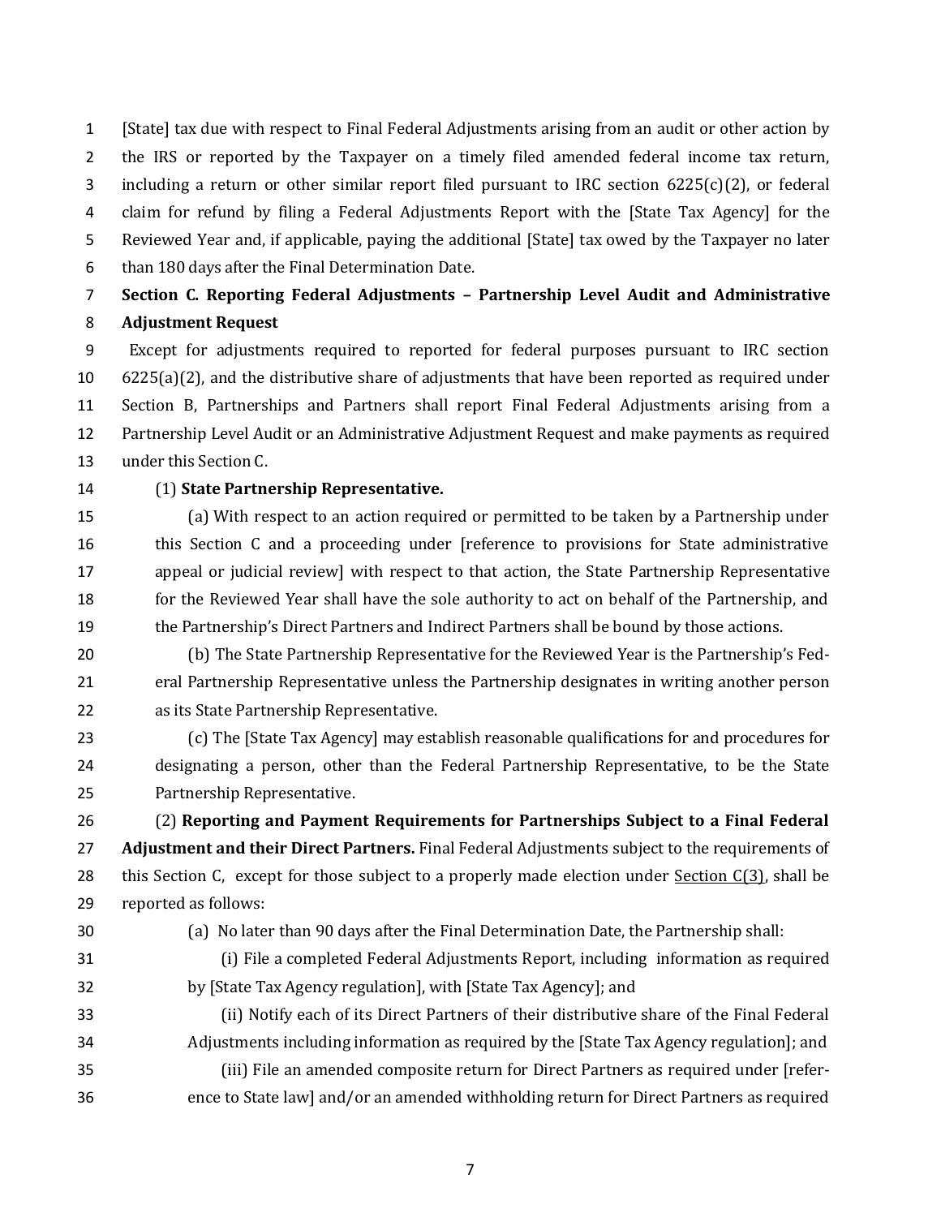[State] tax due with respect to Final Federal Adjustments arising from an audit or other action by the IRS or reported by the Taxpayer on a timely filed amended federal income tax return, including a return or other similar report filed pursuant to IRC section 6225(c)(2), or federal claim for refund by filing a Federal Adjustments Report with the [State Tax Agency] for the Reviewed Year and, if applicable, paying the additional [State] tax owed by the Taxpayer no later than 180 days after the Final Determination Date.

**Section C. Reporting Federal Adjustments – Partnership Level Audit and Administrative Adjustment Request**

Except for adjustments required to reported for federal purposes pursuant to IRC section 6225(a)(2), and the distributive share of adjustments that have been reported as required under Section B, Partnerships and Partners shall report Final Federal Adjustments arising from a Partnership Level Audit or an Administrative Adjustment Request and make payments as required under this Section C.

(1) **State Partnership Representative.**

(a) With respect to an action required or permitted to be taken by a Partnership under this Section C and a proceeding under [reference to provisions for State administrative appeal or judicial review] with respect to that action, the State Partnership Representative for the Reviewed Year shall have the sole authority to act on behalf of the Partnership, and the Partnership's Direct Partners and Indirect Partners shall be bound by those actions.

(b) The State Partnership Representative for the Reviewed Year is the Partnership's Federal Partnership Representative unless the Partnership designates in writing another person as its State Partnership Representative.

(c) The [State Tax Agency] may establish reasonable qualifications for and procedures for designating a person, other than the Federal Partnership Representative, to be the State Partnership Representative.

(2) **Reporting and Payment Requirements for Partnerships Subject to a Final Federal Adjustment and their Direct Partners.** Final Federal Adjustments subject to the requirements of this Section C, except for those subject to a properly made election under Section C(3), shall be reported as follows:

(a) No later than 90 days after the Final Determination Date, the Partnership shall:

(i) File a completed Federal Adjustments Report, including information as required by [State Tax Agency regulation], with [State Tax Agency]; and

(ii) Notify each of its Direct Partners of their distributive share of the Final Federal Adjustments including information as required by the [State Tax Agency regulation]; and

(iii) File an amended composite return for Direct Partners as required under [reference to State law] and/or an amended withholding return for Direct Partners as required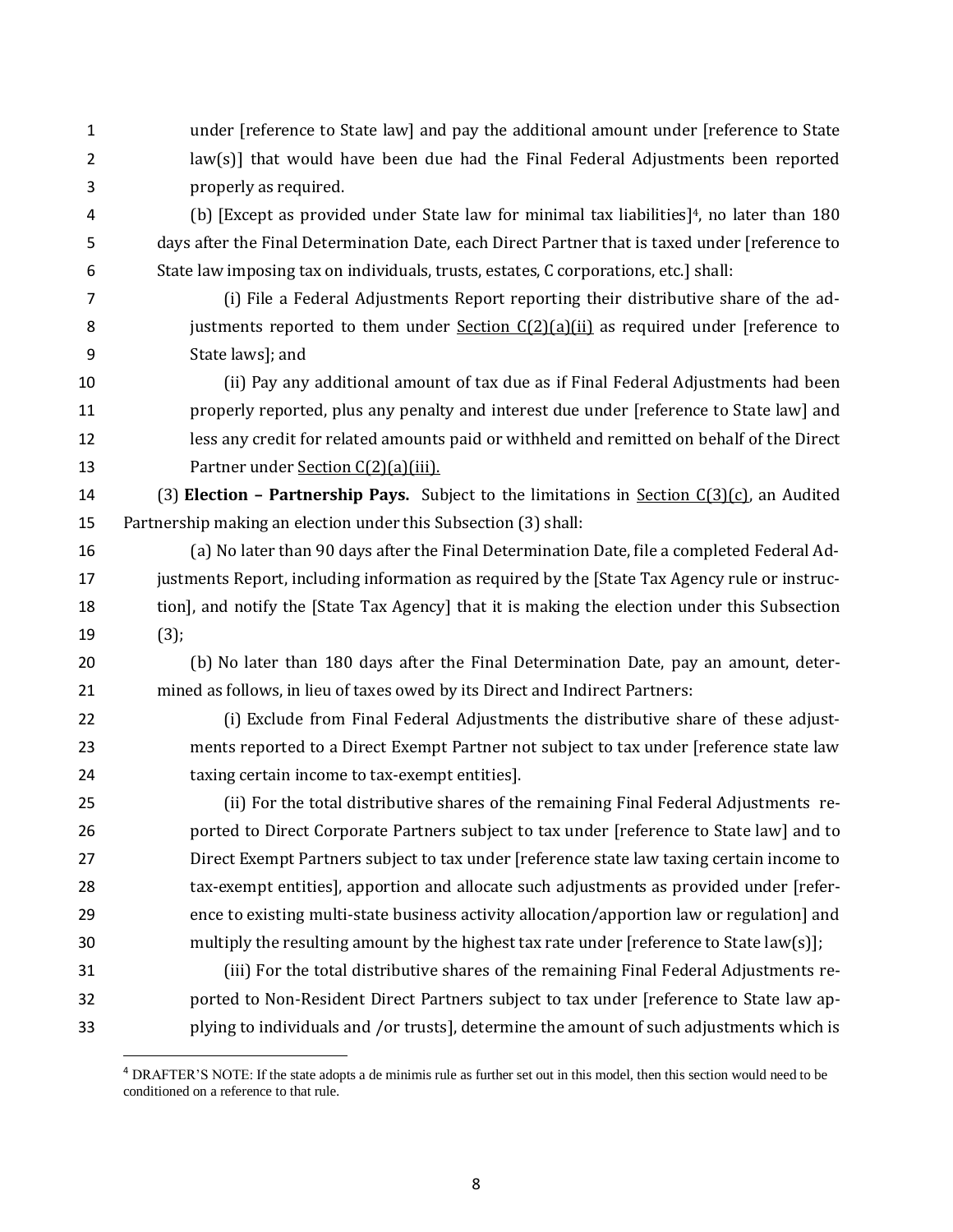under [reference to State law] and pay the additional amount under [reference to State law(s)] that would have been due had the Final Federal Adjustments been reported properly as required.

(b) [Except as provided under State law for minimal tax liabilities][4], no later than 180 days after the Final Determination Date, each Direct Partner that is taxed under [reference to State law imposing tax on individuals, trusts, estates, C corporations, etc.] shall:

(i) File a Federal Adjustments Report reporting their distributive share of the adjustments reported to them under Section C(2)(a)(ii) as required under [reference to State laws]; and

(ii) Pay any additional amount of tax due as if Final Federal Adjustments had been properly reported, plus any penalty and interest due under [reference to State law] and less any credit for related amounts paid or withheld and remitted on behalf of the Direct Partner under Section C(2)(a)(iii).

(3) **Election – Partnership Pays.** Subject to the limitations in Section C(3)(c), an Audited Partnership making an election under this Subsection (3) shall:

(a) No later than 90 days after the Final Determination Date, file a completed Federal Adjustments Report, including information as required by the [State Tax Agency rule or instruction], and notify the [State Tax Agency] that it is making the election under this Subsection (3);

(b) No later than 180 days after the Final Determination Date, pay an amount, determined as follows, in lieu of taxes owed by its Direct and Indirect Partners:

(i) Exclude from Final Federal Adjustments the distributive share of these adjustments reported to a Direct Exempt Partner not subject to tax under [reference state law taxing certain income to tax-exempt entities].

(ii) For the total distributive shares of the remaining Final Federal Adjustments reported to Direct Corporate Partners subject to tax under [reference to State law] and to Direct Exempt Partners subject to tax under [reference state law taxing certain income to tax-exempt entities], apportion and allocate such adjustments as provided under [reference to existing multi-state business activity allocation/apportion law or regulation] and multiply the resulting amount by the highest tax rate under [reference to State law(s)];

(iii) For the total distributive shares of the remaining Final Federal Adjustments reported to Non-Resident Direct Partners subject to tax under [reference to State law applying to individuals and /or trusts], determine the amount of such adjustments which is

[4] DRAFTER'S NOTE: If the state adopts a de minimis rule as further set out in this model, then this section would need to be conditioned on a reference to that rule.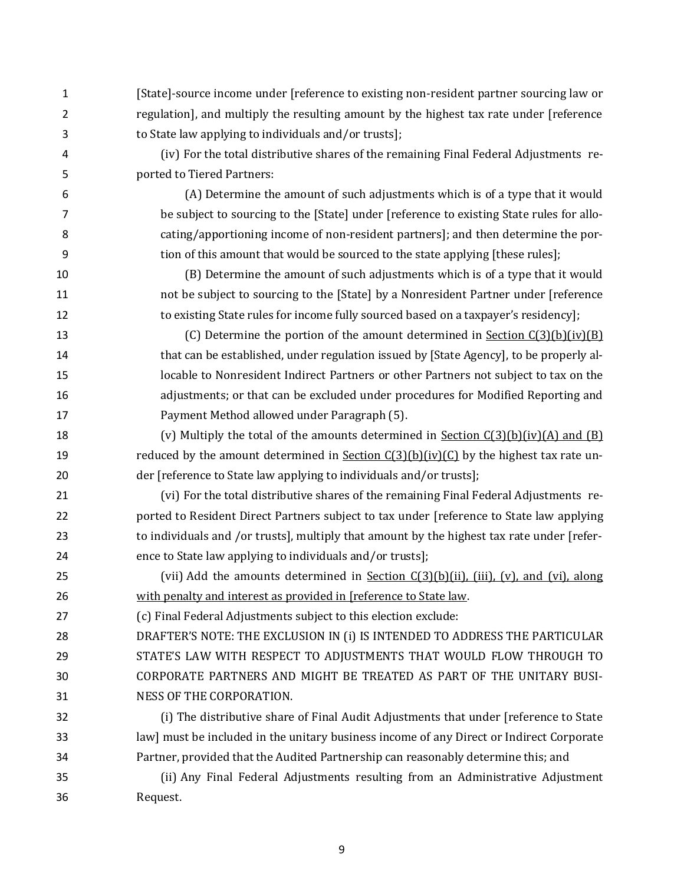[State]-source income under [reference to existing non-resident partner sourcing law or regulation], and multiply the resulting amount by the highest tax rate under [reference to State law applying to individuals and/or trusts];

(iv) For the total distributive shares of the remaining Final Federal Adjustments reported to Tiered Partners:

(A) Determine the amount of such adjustments which is of a type that it would be subject to sourcing to the [State] under [reference to existing State rules for allocating/apportioning income of non-resident partners]; and then determine the portion of this amount that would be sourced to the state applying [these rules];

(B) Determine the amount of such adjustments which is of a type that it would not be subject to sourcing to the [State] by a Nonresident Partner under [reference to existing State rules for income fully sourced based on a taxpayer's residency];

(C) Determine the portion of the amount determined in Section C(3)(b)(iv)(B) that can be established, under regulation issued by [State Agency], to be properly allocable to Nonresident Indirect Partners or other Partners not subject to tax on the adjustments; or that can be excluded under procedures for Modified Reporting and Payment Method allowed under Paragraph (5).

(v) Multiply the total of the amounts determined in Section C(3)(b)(iv)(A) and (B) reduced by the amount determined in Section C(3)(b)(iv)(C) by the highest tax rate under [reference to State law applying to individuals and/or trusts];

(vi) For the total distributive shares of the remaining Final Federal Adjustments reported to Resident Direct Partners subject to tax under [reference to State law applying to individuals and /or trusts], multiply that amount by the highest tax rate under [reference to State law applying to individuals and/or trusts];

(vii) Add the amounts determined in Section C(3)(b)(ii), (iii), (v), and (vi), along with penalty and interest as provided in [reference to State law.

(c) Final Federal Adjustments subject to this election exclude:

DRAFTER'S NOTE: THE EXCLUSION IN (i) IS INTENDED TO ADDRESS THE PARTICULAR STATE'S LAW WITH RESPECT TO ADJUSTMENTS THAT WOULD FLOW THROUGH TO CORPORATE PARTNERS AND MIGHT BE TREATED AS PART OF THE UNITARY BUSINESS OF THE CORPORATION.

(i) The distributive share of Final Audit Adjustments that under [reference to State law] must be included in the unitary business income of any Direct or Indirect Corporate Partner, provided that the Audited Partnership can reasonably determine this; and

(ii) Any Final Federal Adjustments resulting from an Administrative Adjustment Request.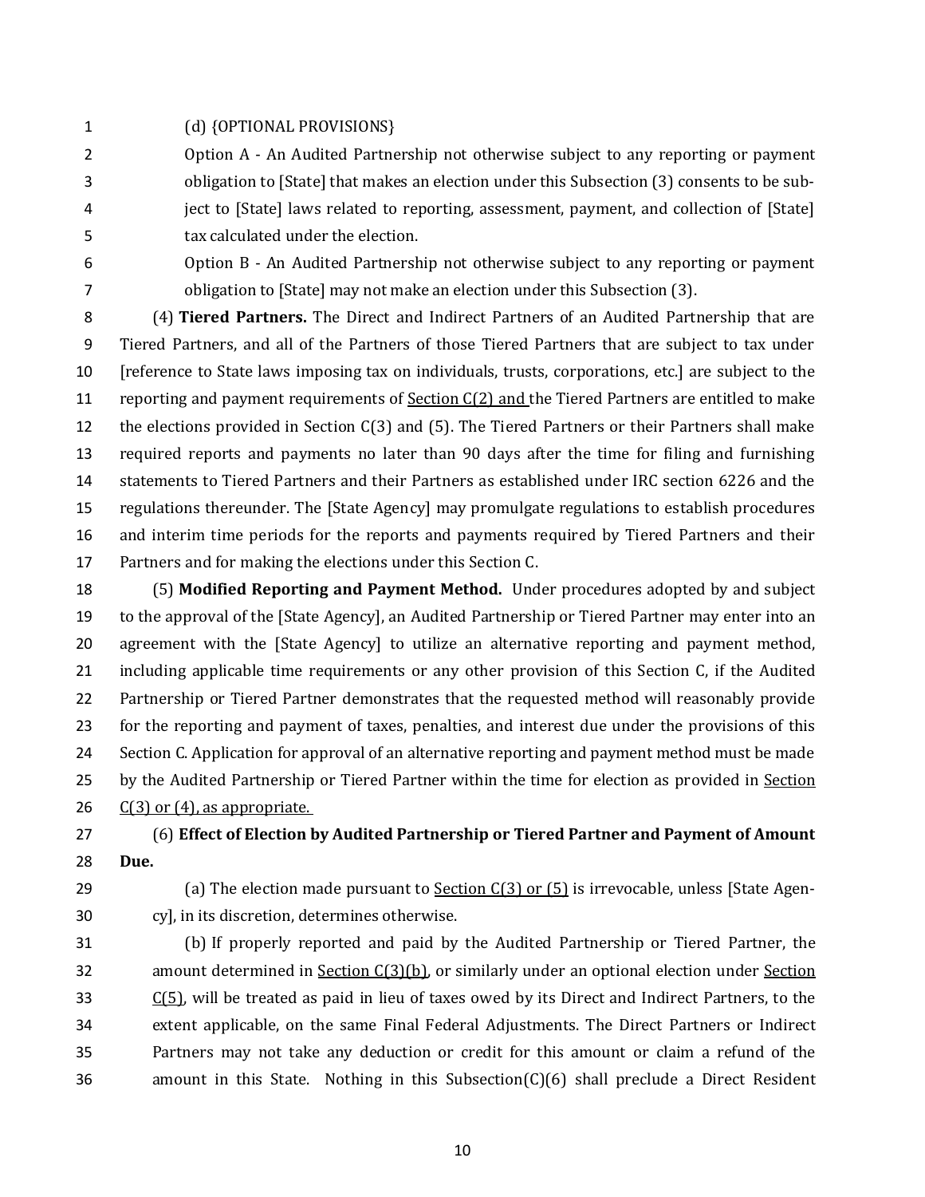(d) {OPTIONAL PROVISIONS}

Option A - An Audited Partnership not otherwise subject to any reporting or payment obligation to [State] that makes an election under this Subsection (3) consents to be subject to [State] laws related to reporting, assessment, payment, and collection of [State] tax calculated under the election.

Option B - An Audited Partnership not otherwise subject to any reporting or payment obligation to [State] may not make an election under this Subsection (3).

(4) **Tiered Partners.** The Direct and Indirect Partners of an Audited Partnership that are Tiered Partners, and all of the Partners of those Tiered Partners that are subject to tax under [reference to State laws imposing tax on individuals, trusts, corporations, etc.] are subject to the reporting and payment requirements of Section C(2) and the Tiered Partners are entitled to make the elections provided in Section C(3) and (5). The Tiered Partners or their Partners shall make required reports and payments no later than 90 days after the time for filing and furnishing statements to Tiered Partners and their Partners as established under IRC section 6226 and the regulations thereunder. The [State Agency] may promulgate regulations to establish procedures and interim time periods for the reports and payments required by Tiered Partners and their Partners and for making the elections under this Section C.

(5) **Modified Reporting and Payment Method.** Under procedures adopted by and subject to the approval of the [State Agency], an Audited Partnership or Tiered Partner may enter into an agreement with the [State Agency] to utilize an alternative reporting and payment method, including applicable time requirements or any other provision of this Section C, if the Audited Partnership or Tiered Partner demonstrates that the requested method will reasonably provide for the reporting and payment of taxes, penalties, and interest due under the provisions of this Section C. Application for approval of an alternative reporting and payment method must be made by the Audited Partnership or Tiered Partner within the time for election as provided in Section C(3) or (4), as appropriate.

(6) **Effect of Election by Audited Partnership or Tiered Partner and Payment of Amount Due.**

(a) The election made pursuant to Section C(3) or (5) is irrevocable, unless [State Agency], in its discretion, determines otherwise.

(b) If properly reported and paid by the Audited Partnership or Tiered Partner, the amount determined in Section C(3)(b), or similarly under an optional election under Section C(5), will be treated as paid in lieu of taxes owed by its Direct and Indirect Partners, to the extent applicable, on the same Final Federal Adjustments. The Direct Partners or Indirect Partners may not take any deduction or credit for this amount or claim a refund of the amount in this State. Nothing in this Subsection(C)(6) shall preclude a Direct Resident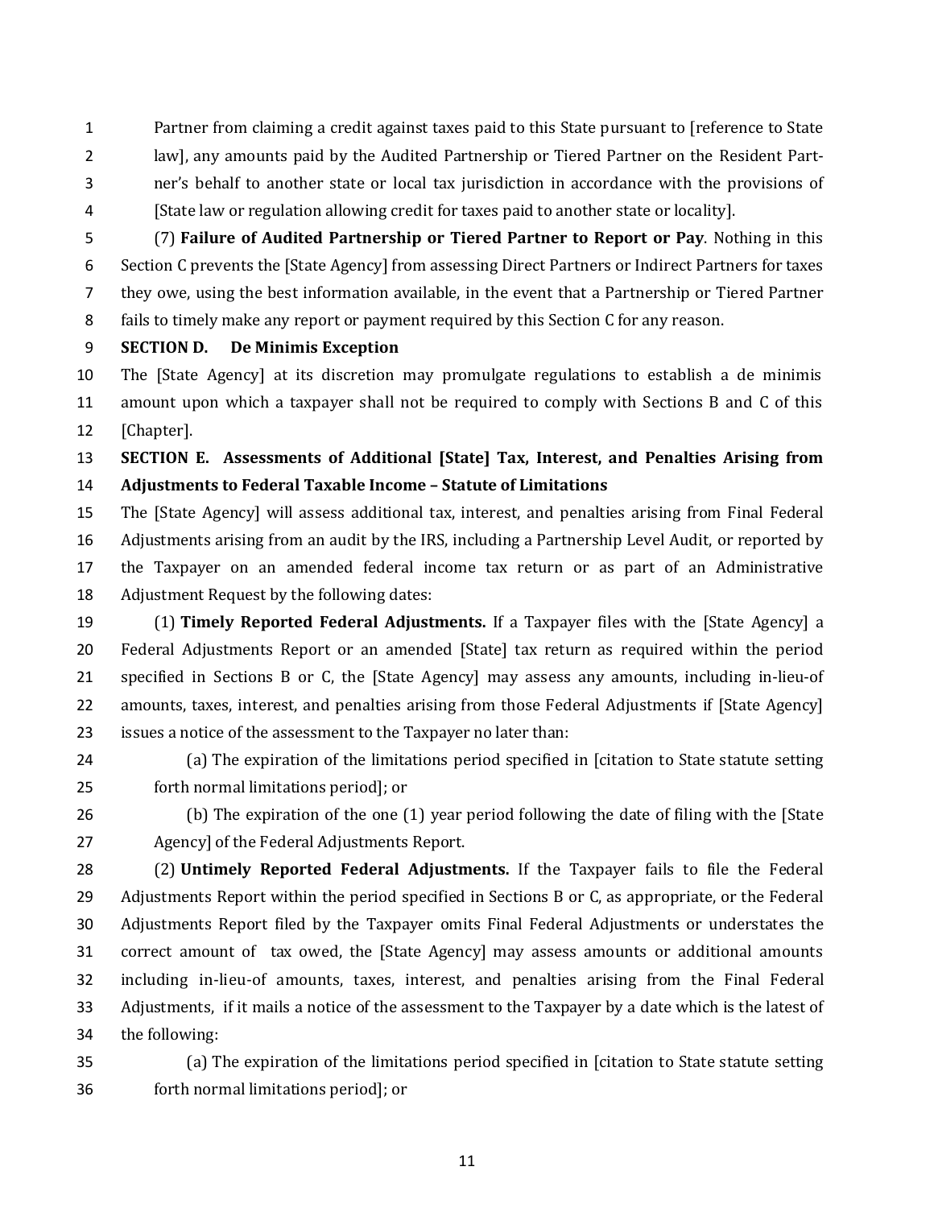Partner from claiming a credit against taxes paid to this State pursuant to [reference to State law], any amounts paid by the Audited Partnership or Tiered Partner on the Resident Partner's behalf to another state or local tax jurisdiction in accordance with the provisions of [State law or regulation allowing credit for taxes paid to another state or locality].

(7) **Failure of Audited Partnership or Tiered Partner to Report or Pay**. Nothing in this Section C prevents the [State Agency] from assessing Direct Partners or Indirect Partners for taxes they owe, using the best information available, in the event that a Partnership or Tiered Partner fails to timely make any report or payment required by this Section C for any reason.

**SECTION D. De Minimis Exception**

The [State Agency] at its discretion may promulgate regulations to establish a de minimis amount upon which a taxpayer shall not be required to comply with Sections B and C of this [Chapter].

**SECTION E. Assessments of Additional [State] Tax, Interest, and Penalties Arising from Adjustments to Federal Taxable Income – Statute of Limitations**

The [State Agency] will assess additional tax, interest, and penalties arising from Final Federal Adjustments arising from an audit by the IRS, including a Partnership Level Audit, or reported by the Taxpayer on an amended federal income tax return or as part of an Administrative Adjustment Request by the following dates:

(1) **Timely Reported Federal Adjustments.** If a Taxpayer files with the [State Agency] a Federal Adjustments Report or an amended [State] tax return as required within the period specified in Sections B or C, the [State Agency] may assess any amounts, including in-lieu-of amounts, taxes, interest, and penalties arising from those Federal Adjustments if [State Agency] issues a notice of the assessment to the Taxpayer no later than:

(a) The expiration of the limitations period specified in [citation to State statute setting forth normal limitations period]; or

(b) The expiration of the one (1) year period following the date of filing with the [State Agency] of the Federal Adjustments Report.

(2) **Untimely Reported Federal Adjustments.** If the Taxpayer fails to file the Federal Adjustments Report within the period specified in Sections B or C, as appropriate, or the Federal Adjustments Report filed by the Taxpayer omits Final Federal Adjustments or understates the correct amount of tax owed, the [State Agency] may assess amounts or additional amounts including in-lieu-of amounts, taxes, interest, and penalties arising from the Final Federal Adjustments, if it mails a notice of the assessment to the Taxpayer by a date which is the latest of the following:

(a) The expiration of the limitations period specified in [citation to State statute setting forth normal limitations period]; or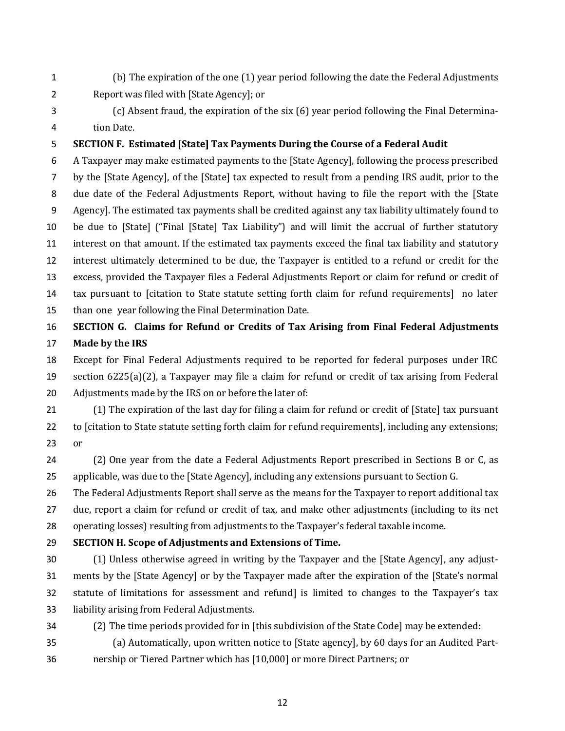(b) The expiration of the one (1) year period following the date the Federal Adjustments Report was filed with [State Agency]; or

(c) Absent fraud, the expiration of the six (6) year period following the Final Determination Date.

**SECTION F. Estimated [State] Tax Payments During the Course of a Federal Audit**

A Taxpayer may make estimated payments to the [State Agency], following the process prescribed by the [State Agency], of the [State] tax expected to result from a pending IRS audit, prior to the due date of the Federal Adjustments Report, without having to file the report with the [State Agency]. The estimated tax payments shall be credited against any tax liability ultimately found to be due to [State] ("Final [State] Tax Liability") and will limit the accrual of further statutory interest on that amount. If the estimated tax payments exceed the final tax liability and statutory interest ultimately determined to be due, the Taxpayer is entitled to a refund or credit for the excess, provided the Taxpayer files a Federal Adjustments Report or claim for refund or credit of tax pursuant to [citation to State statute setting forth claim for refund requirements] no later than one year following the Final Determination Date.

**SECTION G. Claims for Refund or Credits of Tax Arising from Final Federal Adjustments Made by the IRS**

Except for Final Federal Adjustments required to be reported for federal purposes under IRC section 6225(a)(2), a Taxpayer may file a claim for refund or credit of tax arising from Federal Adjustments made by the IRS on or before the later of:

(1) The expiration of the last day for filing a claim for refund or credit of [State] tax pursuant to [citation to State statute setting forth claim for refund requirements], including any extensions; or

(2) One year from the date a Federal Adjustments Report prescribed in Sections B or C, as applicable, was due to the [State Agency], including any extensions pursuant to Section G.

The Federal Adjustments Report shall serve as the means for the Taxpayer to report additional tax due, report a claim for refund or credit of tax, and make other adjustments (including to its net operating losses) resulting from adjustments to the Taxpayer's federal taxable income.

**SECTION H. Scope of Adjustments and Extensions of Time.**

(1) Unless otherwise agreed in writing by the Taxpayer and the [State Agency], any adjustments by the [State Agency] or by the Taxpayer made after the expiration of the [State's normal statute of limitations for assessment and refund] is limited to changes to the Taxpayer's tax liability arising from Federal Adjustments.

(2) The time periods provided for in [this subdivision of the State Code] may be extended:

(a) Automatically, upon written notice to [State agency], by 60 days for an Audited Partnership or Tiered Partner which has [10,000] or more Direct Partners; or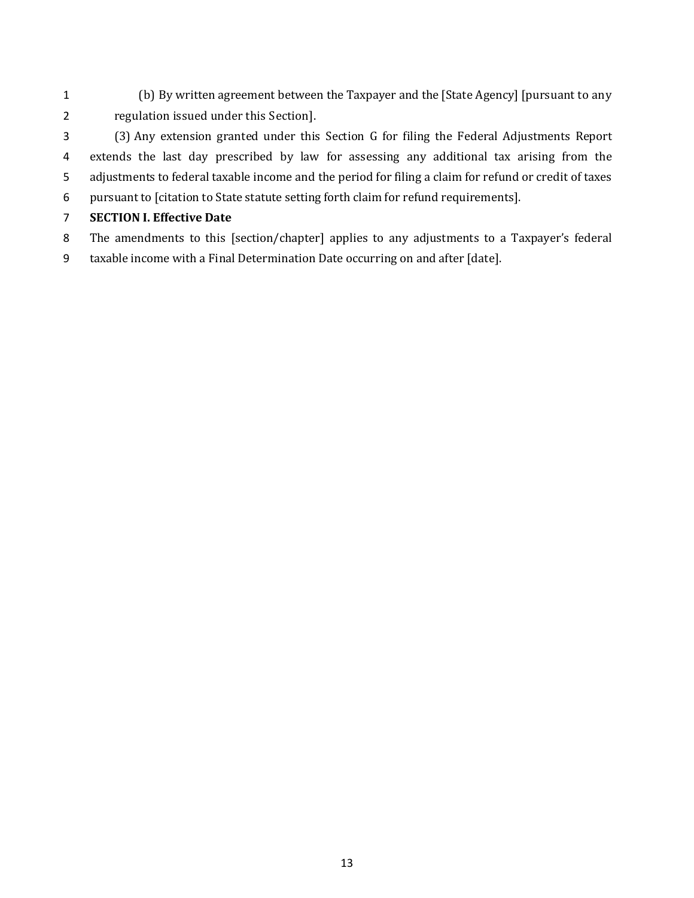(b) By written agreement between the Taxpayer and the [State Agency] [pursuant to any regulation issued under this Section].

(3) Any extension granted under this Section G for filing the Federal Adjustments Report extends the last day prescribed by law for assessing any additional tax arising from the adjustments to federal taxable income and the period for filing a claim for refund or credit of taxes pursuant to [citation to State statute setting forth claim for refund requirements].

**SECTION I. Effective Date**

The amendments to this [section/chapter] applies to any adjustments to a Taxpayer's federal taxable income with a Final Determination Date occurring on and after [date].